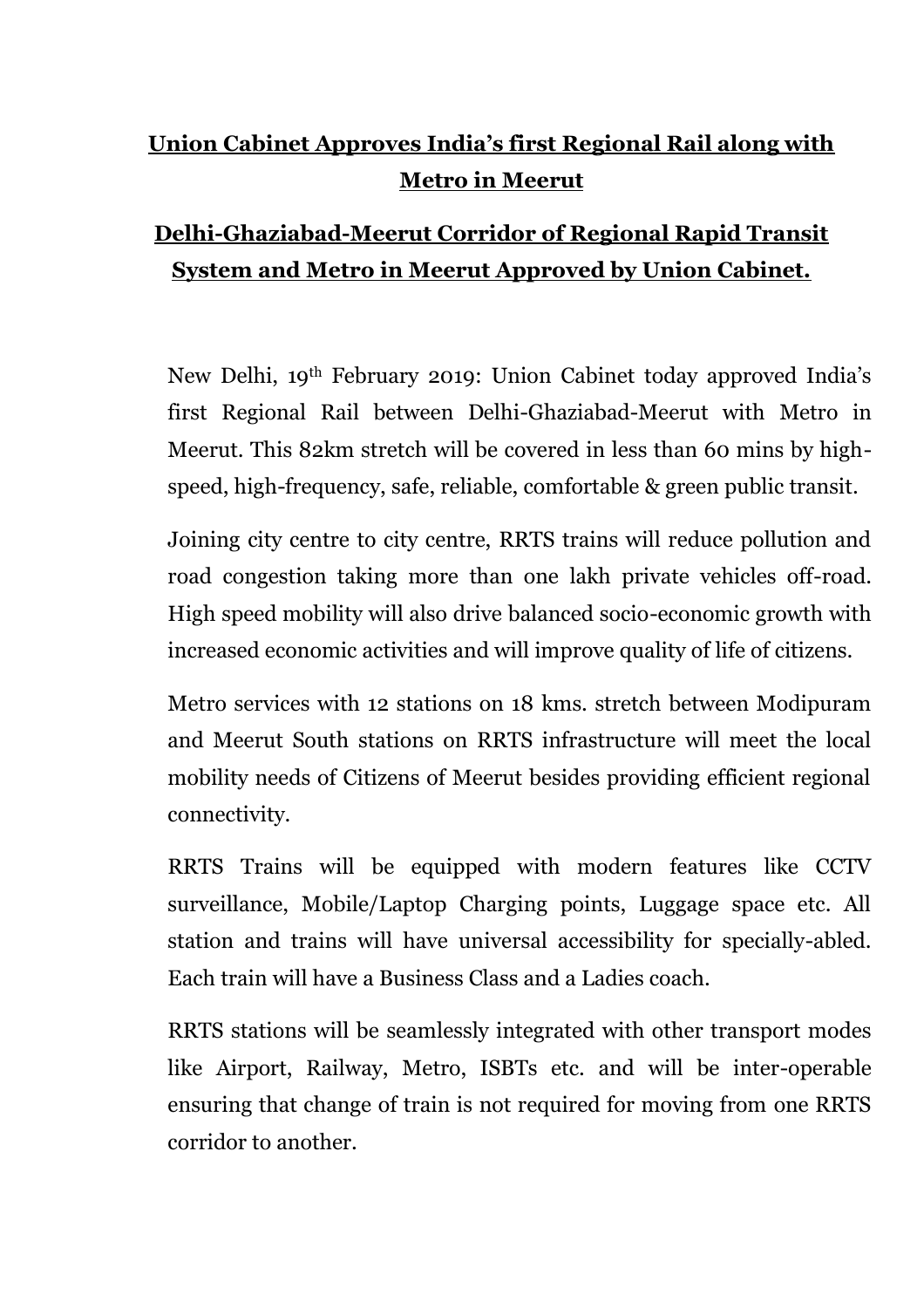# Union Cabinet Approves India's first Regional Rail along with Metro in Meerut

## Delhi-Ghaziabad-Meerut Corridor of Regional Rapid Transit System and Metro in Meerut Approved by Union Cabinet.

New Delhi, 19th February 2019: Union Cabinet today approved India's first Regional Rail between Delhi-Ghaziabad-Meerut with Metro in Meerut. This 82km stretch will be covered in less than 60 mins by high-speed, high-frequency, safe, reliable, comfortable & green public transit.

Joining city centre to city centre, RRTS trains will reduce pollution and road congestion taking more than one lakh private vehicles off-road. High speed mobility will also drive balanced socio-economic growth with increased economic activities and will improve quality of life of citizens.

Metro services with 12 stations on 18 kms. stretch between Modipuram and Meerut South stations on RRTS infrastructure will meet the local mobility needs of Citizens of Meerut besides providing efficient regional connectivity.

RRTS Trains will be equipped with modern features like CCTV surveillance, Mobile/Laptop Charging points, Luggage space etc. All station and trains will have universal accessibility for specially-abled. Each train will have a Business Class and a Ladies coach.

RRTS stations will be seamlessly integrated with other transport modes like Airport, Railway, Metro, ISBTs etc. and will be inter-operable ensuring that change of train is not required for moving from one RRTS corridor to another.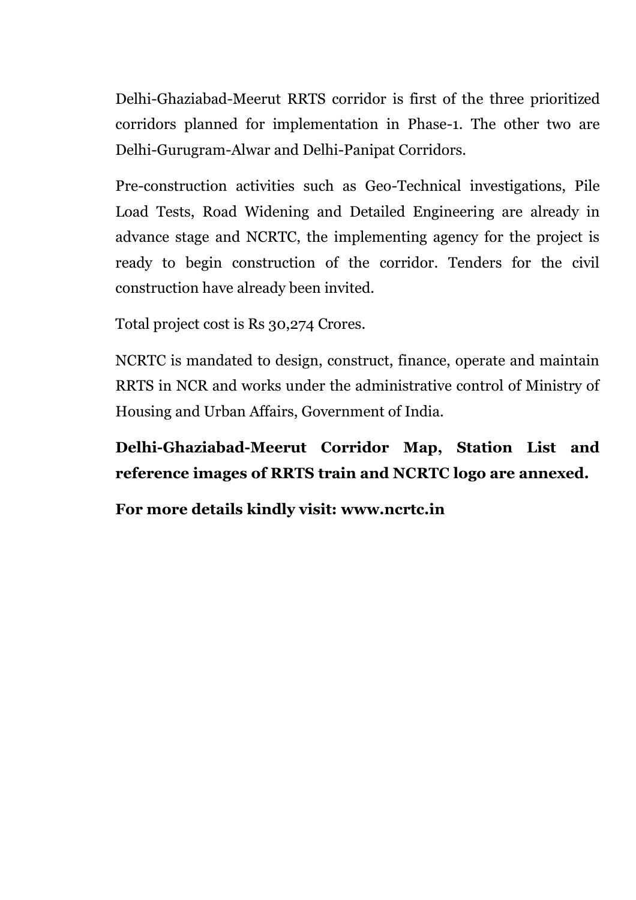Delhi-Ghaziabad-Meerut RRTS corridor is first of the three prioritized corridors planned for implementation in Phase-1. The other two are Delhi-Gurugram-Alwar and Delhi-Panipat Corridors.

Pre-construction activities such as Geo-Technical investigations, Pile Load Tests, Road Widening and Detailed Engineering are already in advance stage and NCRTC, the implementing agency for the project is ready to begin construction of the corridor. Tenders for the civil construction have already been invited.

Total project cost is Rs 30,274 Crores.

NCRTC is mandated to design, construct, finance, operate and maintain RRTS in NCR and works under the administrative control of Ministry of Housing and Urban Affairs, Government of India.

**Delhi-Ghaziabad-Meerut Corridor Map, Station List and reference images of RRTS train and NCRTC logo are annexed.**

**For more details kindly visit: www.ncrtc.in**